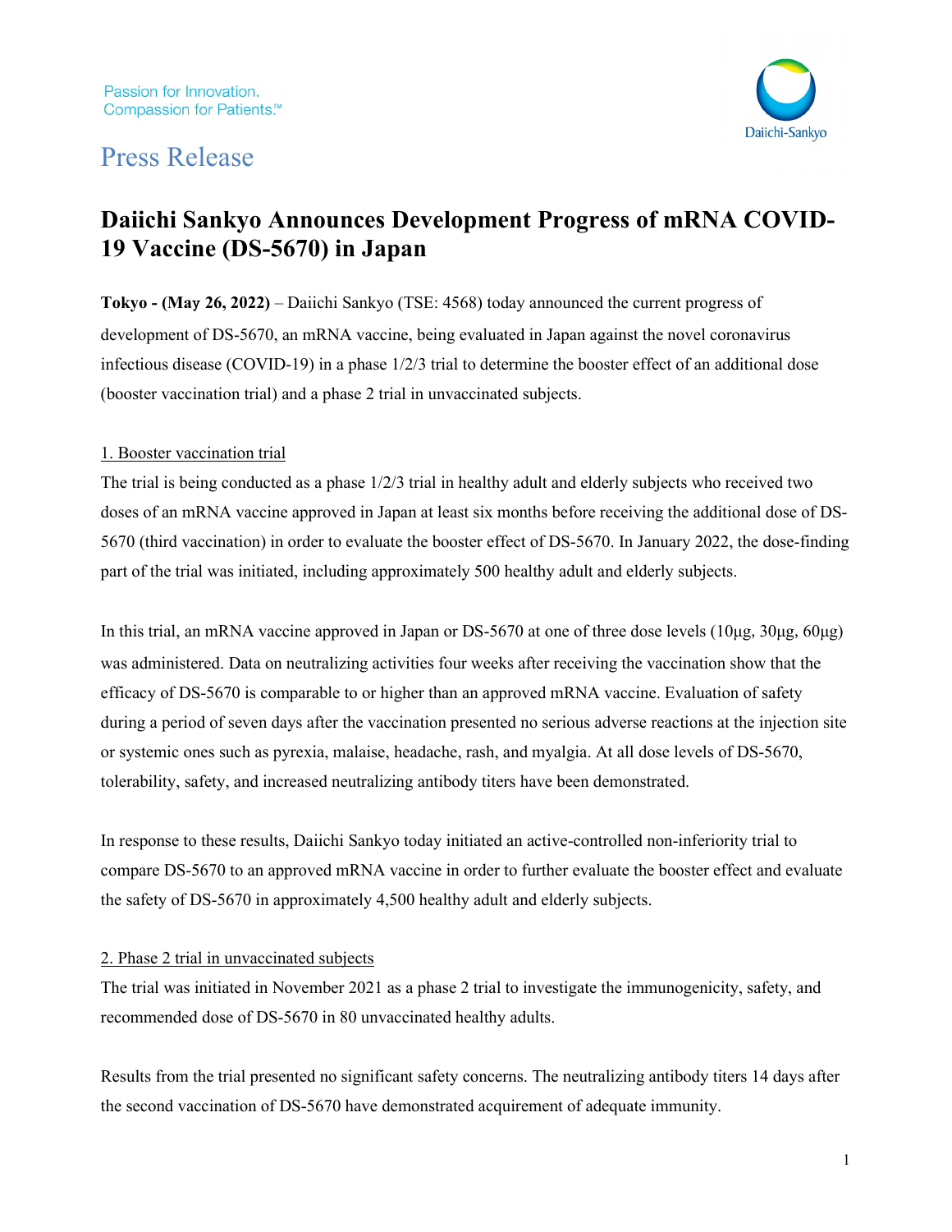Passion for Innovation.
Compassion for Patients.℠

Daiichi-Sankyo

# Press Release

## Daiichi Sankyo Announces Development Progress of mRNA COVID-19 Vaccine (DS-5670) in Japan

**Tokyo - (May 26, 2022)** – Daiichi Sankyo (TSE: 4568) today announced the current progress of development of DS-5670, an mRNA vaccine, being evaluated in Japan against the novel coronavirus infectious disease (COVID-19) in a phase 1/2/3 trial to determine the booster effect of an additional dose (booster vaccination trial) and a phase 2 trial in unvaccinated subjects.

### 1. Booster vaccination trial

The trial is being conducted as a phase 1/2/3 trial in healthy adult and elderly subjects who received two doses of an mRNA vaccine approved in Japan at least six months before receiving the additional dose of DS-5670 (third vaccination) in order to evaluate the booster effect of DS-5670. In January 2022, the dose-finding part of the trial was initiated, including approximately 500 healthy adult and elderly subjects.

In this trial, an mRNA vaccine approved in Japan or DS-5670 at one of three dose levels (10μg, 30μg, 60μg) was administered. Data on neutralizing activities four weeks after receiving the vaccination show that the efficacy of DS-5670 is comparable to or higher than an approved mRNA vaccine. Evaluation of safety during a period of seven days after the vaccination presented no serious adverse reactions at the injection site or systemic ones such as pyrexia, malaise, headache, rash, and myalgia. At all dose levels of DS-5670, tolerability, safety, and increased neutralizing antibody titers have been demonstrated.

In response to these results, Daiichi Sankyo today initiated an active-controlled non-inferiority trial to compare DS-5670 to an approved mRNA vaccine in order to further evaluate the booster effect and evaluate the safety of DS-5670 in approximately 4,500 healthy adult and elderly subjects.

### 2. Phase 2 trial in unvaccinated subjects

The trial was initiated in November 2021 as a phase 2 trial to investigate the immunogenicity, safety, and recommended dose of DS-5670 in 80 unvaccinated healthy adults.

Results from the trial presented no significant safety concerns. The neutralizing antibody titers 14 days after the second vaccination of DS-5670 have demonstrated acquirement of adequate immunity.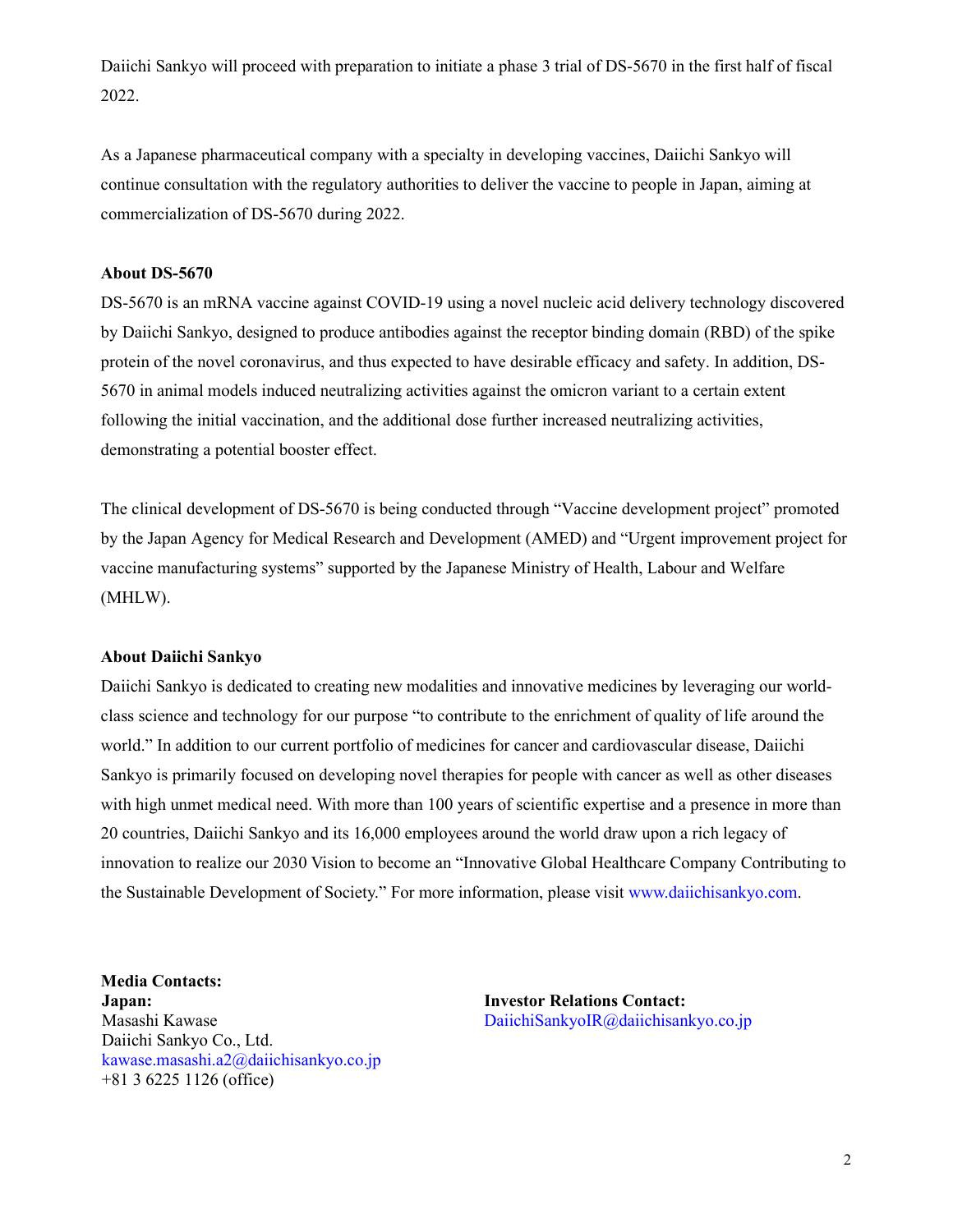Daiichi Sankyo will proceed with preparation to initiate a phase 3 trial of DS-5670 in the first half of fiscal 2022.

As a Japanese pharmaceutical company with a specialty in developing vaccines, Daiichi Sankyo will continue consultation with the regulatory authorities to deliver the vaccine to people in Japan, aiming at commercialization of DS-5670 during 2022.

**About DS-5670**

DS-5670 is an mRNA vaccine against COVID-19 using a novel nucleic acid delivery technology discovered by Daiichi Sankyo, designed to produce antibodies against the receptor binding domain (RBD) of the spike protein of the novel coronavirus, and thus expected to have desirable efficacy and safety. In addition, DS-5670 in animal models induced neutralizing activities against the omicron variant to a certain extent following the initial vaccination, and the additional dose further increased neutralizing activities, demonstrating a potential booster effect.

The clinical development of DS-5670 is being conducted through "Vaccine development project" promoted by the Japan Agency for Medical Research and Development (AMED) and "Urgent improvement project for vaccine manufacturing systems" supported by the Japanese Ministry of Health, Labour and Welfare (MHLW).

**About Daiichi Sankyo**

Daiichi Sankyo is dedicated to creating new modalities and innovative medicines by leveraging our world-class science and technology for our purpose "to contribute to the enrichment of quality of life around the world." In addition to our current portfolio of medicines for cancer and cardiovascular disease, Daiichi Sankyo is primarily focused on developing novel therapies for people with cancer as well as other diseases with high unmet medical need. With more than 100 years of scientific expertise and a presence in more than 20 countries, Daiichi Sankyo and its 16,000 employees around the world draw upon a rich legacy of innovation to realize our 2030 Vision to become an "Innovative Global Healthcare Company Contributing to the Sustainable Development of Society." For more information, please visit www.daiichisankyo.com.

**Media Contacts:**
**Japan:**
Masashi Kawase
Daiichi Sankyo Co., Ltd.
kawase.masashi.a2@daiichisankyo.co.jp
+81 3 6225 1126 (office)

**Investor Relations Contact:**
DaiichiSankyoIR@daiichisankyo.co.jp